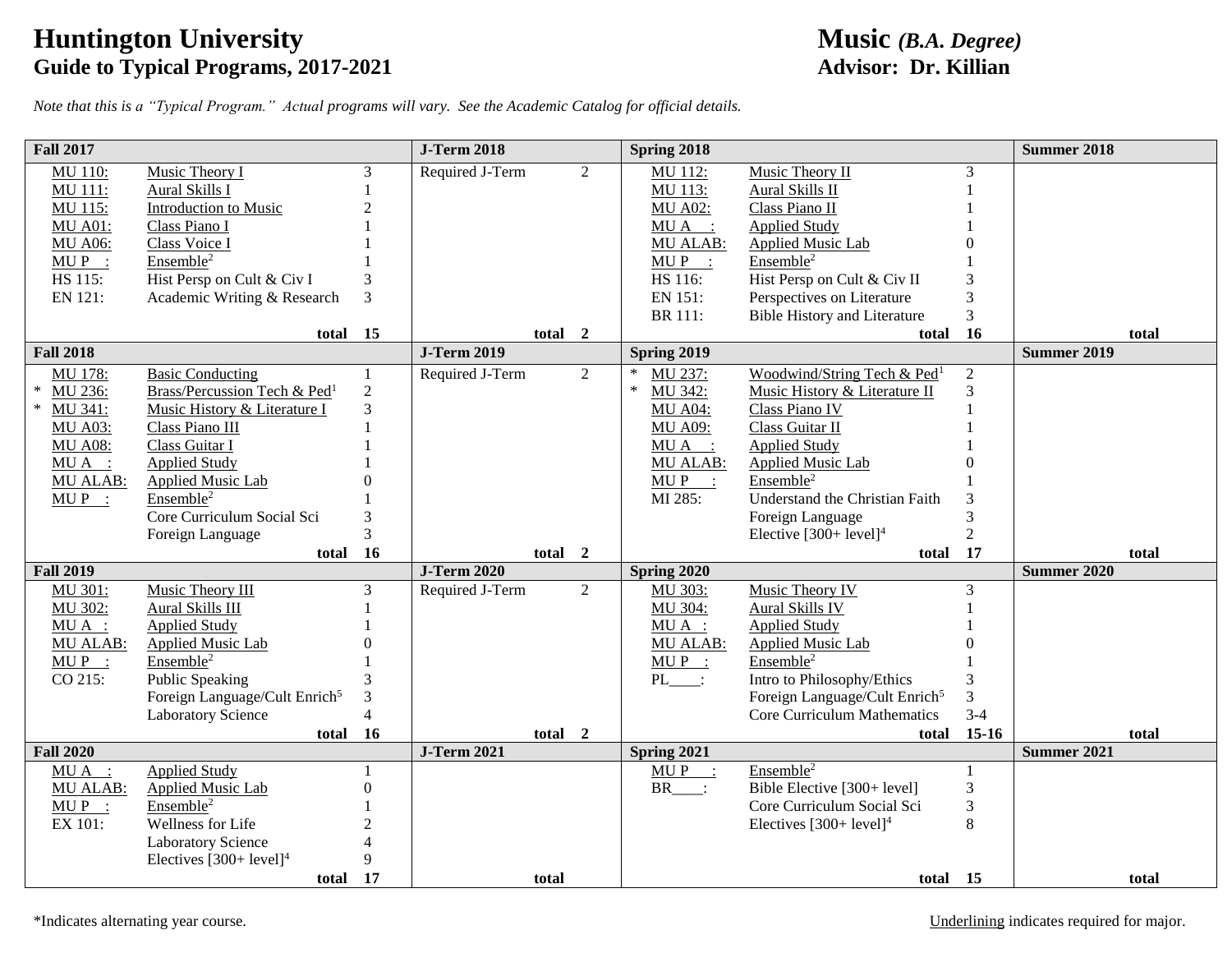# Huntington University
## Guide to Typical Programs, 2017-2021

# Music *(B.A. Degree)*
## Advisor: Dr. Killian

*Note that this is a "Typical Program." Actual programs will vary. See the Academic Catalog for official details.*

### Fall 2017

| Course | Title | Credits |
|---|---|---|
| MU 110: | Music Theory I | 3 |
| MU 111: | Aural Skills I | 1 |
| MU 115: | Introduction to Music | 2 |
| MU A01: | Class Piano I | 1 |
| MU A06: | Class Voice I | 1 |
| MU P \_\_: | Ensemble[2] | 1 |
| HS 115: | Hist Persp on Cult & Civ I | 3 |
| EN 121: | Academic Writing & Research | 3 |
| | **total** | **15** |

### J-Term 2018

| Course | Credits |
|---|---|
| Required J-Term | 2 |
| **total** | **2** |

### Spring 2018

| Course | Title | Credits |
|---|---|---|
| MU 112: | Music Theory II | 3 |
| MU 113: | Aural Skills II | 1 |
| MU A02: | Class Piano II | 1 |
| MU A \_\_: | Applied Study | 1 |
| MU ALAB: | Applied Music Lab | 0 |
| MU P \_\_: | Ensemble[2] | 1 |
| HS 116: | Hist Persp on Cult & Civ II | 3 |
| EN 151: | Perspectives on Literature | 3 |
| BR 111: | Bible History and Literature | 3 |
| | **total** | **16** |

### Summer 2018

**total**

### Fall 2018

| Course | Title | Credits |
|---|---|---|
| MU 178: | Basic Conducting | 1 |
| * MU 236: | Brass/Percussion Tech & Ped[1] | 2 |
| * MU 341: | Music History & Literature I | 3 |
| MU A03: | Class Piano III | 1 |
| MU A08: | Class Guitar I | 1 |
| MU A \_\_: | Applied Study | 1 |
| MU ALAB: | Applied Music Lab | 0 |
| MU P \_\_: | Ensemble[2] | 1 |
| | Core Curriculum Social Sci | 3 |
| | Foreign Language | 3 |
| | **total** | **16** |

### J-Term 2019

| Course | Credits |
|---|---|
| Required J-Term | 2 |
| **total** | **2** |

### Spring 2019

| Course | Title | Credits |
|---|---|---|
| * MU 237: | Woodwind/String Tech & Ped[1] | 2 |
| * MU 342: | Music History & Literature II | 3 |
| MU A04: | Class Piano IV | 1 |
| MU A09: | Class Guitar II | 1 |
| MU A \_\_: | Applied Study | 1 |
| MU ALAB: | Applied Music Lab | 0 |
| MU P \_\_: | Ensemble[2] | 1 |
| MI 285: | Understand the Christian Faith | 3 |
| | Foreign Language | 3 |
| | Elective [300+ level][4] | 2 |
| | **total** | **17** |

### Summer 2019

**total**

### Fall 2019

| Course | Title | Credits |
|---|---|---|
| MU 301: | Music Theory III | 3 |
| MU 302: | Aural Skills III | 1 |
| MU A \_\_: | Applied Study | 1 |
| MU ALAB: | Applied Music Lab | 0 |
| MU P \_\_: | Ensemble[2] | 1 |
| CO 215: | Public Speaking | 3 |
| | Foreign Language/Cult Enrich[5] | 3 |
| | Laboratory Science | 4 |
| | **total** | **16** |

### J-Term 2020

| Course | Credits |
|---|---|
| Required J-Term | 2 |
| **total** | **2** |

### Spring 2020

| Course | Title | Credits |
|---|---|---|
| MU 303: | Music Theory IV | 3 |
| MU 304: | Aural Skills IV | 1 |
| MU A \_\_: | Applied Study | 1 |
| MU ALAB: | Applied Music Lab | 0 |
| MU P \_\_: | Ensemble[2] | 1 |
| PL\_\_\_\_: | Intro to Philosophy/Ethics | 3 |
| | Foreign Language/Cult Enrich[5] | 3 |
| | Core Curriculum Mathematics | 3-4 |
| | **total** | **15-16** |

### Summer 2020

**total**

### Fall 2020

| Course | Title | Credits |
|---|---|---|
| MU A \_\_: | Applied Study | 1 |
| MU ALAB: | Applied Music Lab | 0 |
| MU P \_\_: | Ensemble[2] | 1 |
| EX 101: | Wellness for Life | 2 |
| | Laboratory Science | 4 |
| | Electives [300+ level][4] | 9 |
| | **total** | **17** |

### J-Term 2021

**total**

### Spring 2021

| Course | Title | Credits |
|---|---|---|
| MU P \_\_: | Ensemble[2] | 1 |
| BR\_\_\_\_: | Bible Elective [300+ level] | 3 |
| | Core Curriculum Social Sci | 3 |
| | Electives [300+ level][4] | 8 |
| | **total** | **15** |

### Summer 2021

**total**

*Indicates alternating year course.

Underlining indicates required for major.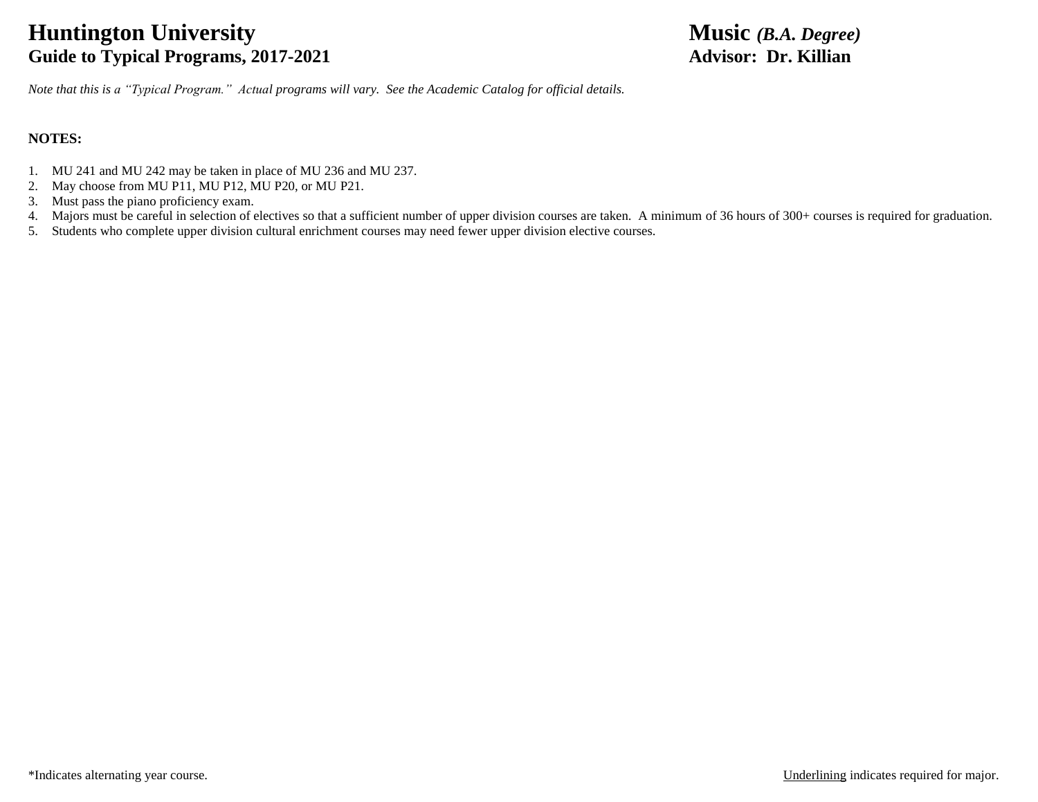# Huntington University
## Guide to Typical Programs, 2017-2021

# Music *(B.A. Degree)*
## Advisor: Dr. Killian

*Note that this is a "Typical Program." Actual programs will vary. See the Academic Catalog for official details.*

**NOTES:**

1. MU 241 and MU 242 may be taken in place of MU 236 and MU 237.
2. May choose from MU P11, MU P12, MU P20, or MU P21.
3. Must pass the piano proficiency exam.
4. Majors must be careful in selection of electives so that a sufficient number of upper division courses are taken. A minimum of 36 hours of 300+ courses is required for graduation.
5. Students who complete upper division cultural enrichment courses may need fewer upper division elective courses.

*Indicates alternating year course.

Underlining indicates required for major.